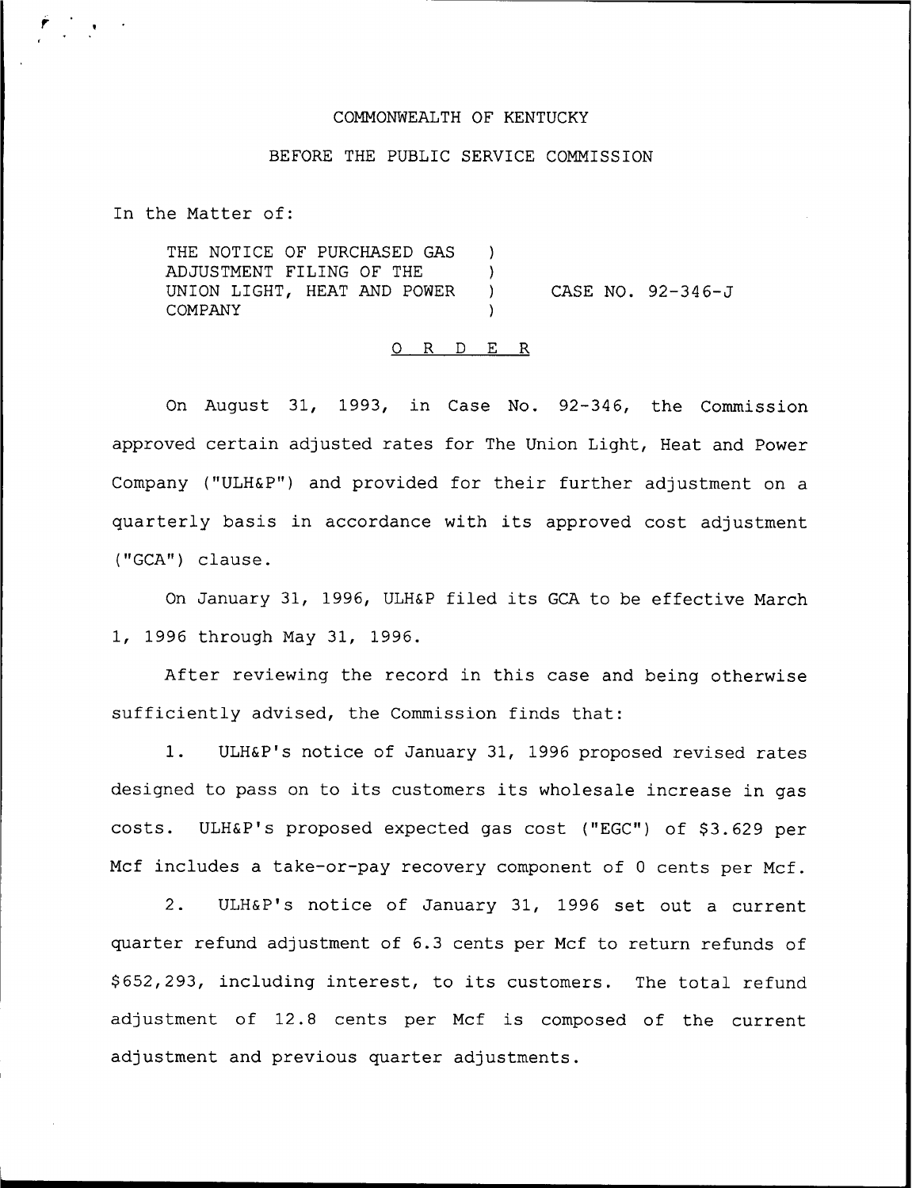COMMONWEALTH OF KENTUCKY

BEFORE THE PUBLIC SERVICE COMMISSION

In the Matter of:

THE NOTICE OF PURCHASED GAS ADJUSTMENT FILING OF THE UNION LIGHT, HEAT AND POWER COMPANY ) CASE NO. 92-346-J

O R D E R

On August 31, 1993, in Case No. 92-346, the Commission approved certain adjusted rates for The Union Light, Heat and Power Company ("ULH&P") and provided for their further adjustment on a quarterly basis in accordance with its approved cost adjustment ("GCA") clause.

On January 31, 1996, ULH&P filed its GCA to be effective March 1, 1996 through May 31, 1996.

After reviewing the record in this case and being otherwise sufficiently advised, the Commission finds that:

1. ULH&P's notice of January 31, 1996 proposed revised rates designed to pass on to its customers its wholesale increase in gas costs. ULH&P's proposed expected gas cost ("EGC") of $3.629 per Mcf includes a take-or-pay recovery component of 0 cents per Mcf.

2. ULH&P's notice of January 31, 1996 set out a current quarter refund adjustment of 6.3 cents per Mcf to return refunds of $652,293, including interest, to its customers. The total refund adjustment of 12.8 cents per Mcf is composed of the current adjustment and previous quarter adjustments.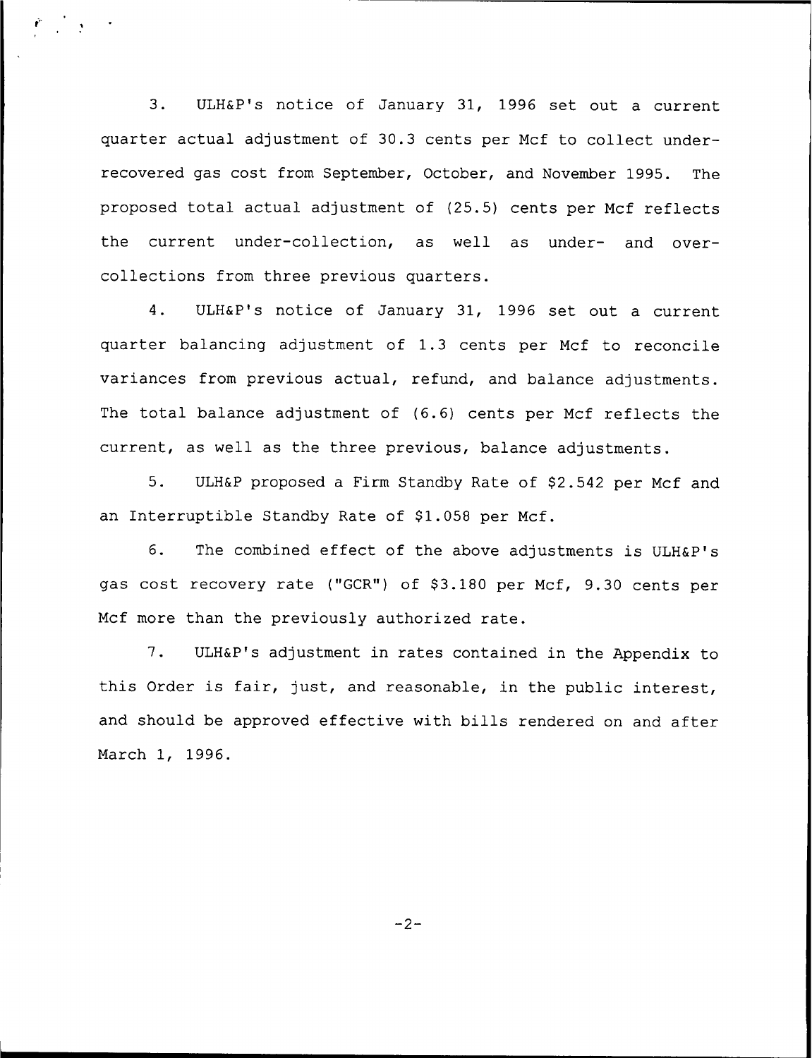3. ULH&P's notice of January 31, 1996 set out a current quarter actual adjustment of 30.3 cents per Mcf to collect under-recovered gas cost from September, October, and November 1995. The proposed total actual adjustment of (25.5) cents per Mcf reflects the current under-collection, as well as under- and over-collections from three previous quarters.

4. ULH&P's notice of January 31, 1996 set out a current quarter balancing adjustment of 1.3 cents per Mcf to reconcile variances from previous actual, refund, and balance adjustments. The total balance adjustment of (6.6) cents per Mcf reflects the current, as well as the three previous, balance adjustments.

5. ULH&P proposed a Firm Standby Rate of $2.542 per Mcf and an Interruptible Standby Rate of $1.058 per Mcf.

6. The combined effect of the above adjustments is ULH&P's gas cost recovery rate ("GCR") of $3.180 per Mcf, 9.30 cents per Mcf more than the previously authorized rate.

7. ULH&P's adjustment in rates contained in the Appendix to this Order is fair, just, and reasonable, in the public interest, and should be approved effective with bills rendered on and after March 1, 1996.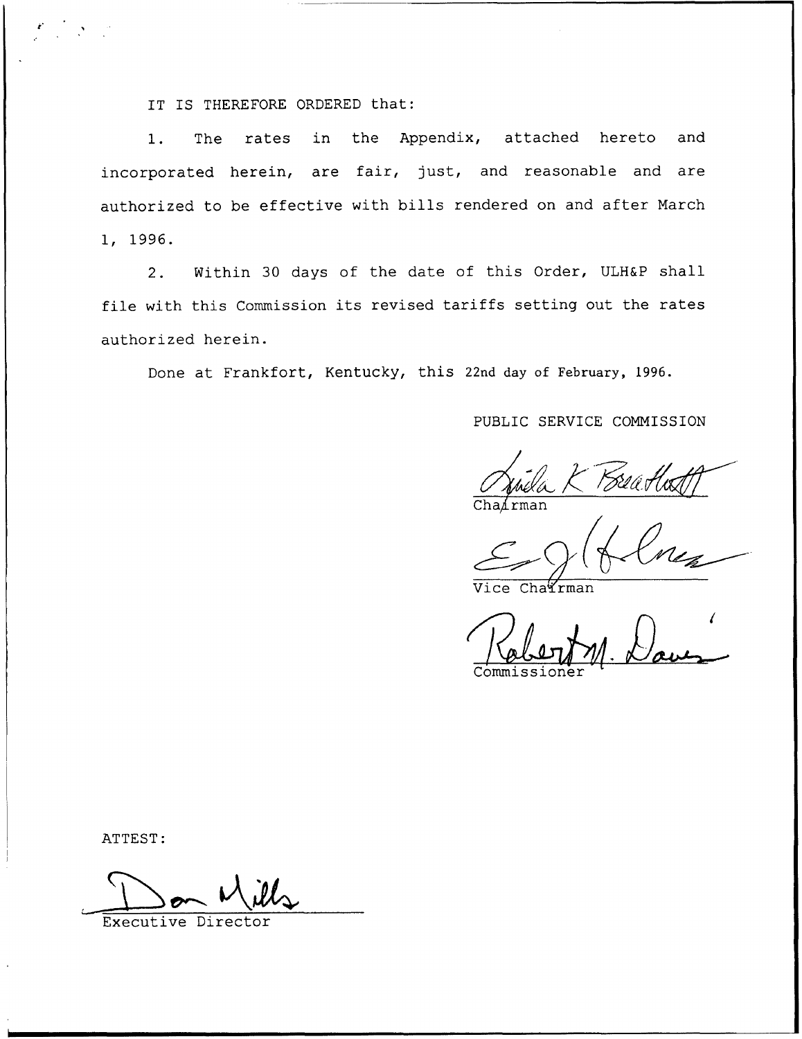IT IS THEREFORE ORDERED that:

1. The rates in the Appendix, attached hereto and incorporated herein, are fair, just, and reasonable and are authorized to be effective with bills rendered on and after March 1, 1996.

2. Within 30 days of the date of this Order, ULH&P shall file with this Commission its revised tariffs setting out the rates authorized herein.

Done at Frankfort, Kentucky, this 22nd day of February, 1996.

PUBLIC SERVICE COMMISSION

Chairman

Vice Chairman

Commissioner

ATTEST:

Executive Director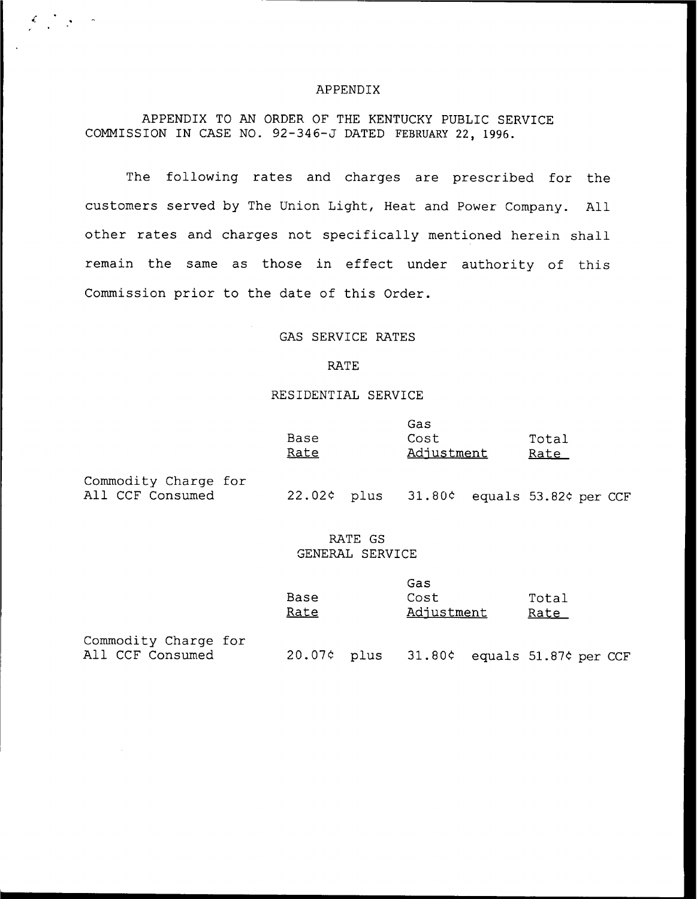# APPENDIX

APPENDIX TO AN ORDER OF THE KENTUCKY PUBLIC SERVICE COMMISSION IN CASE NO. 92-346-J DATED FEBRUARY 22, 1996.

The following rates and charges are prescribed for the customers served by The Union Light, Heat and Power Company. All other rates and charges not specifically mentioned herein shall remain the same as those in effect under authority of this Commission prior to the date of this Order.

## GAS SERVICE RATES

### RATE

### RESIDENTIAL SERVICE

| | Base Rate | | Gas Cost Adjustment | | Total Rate |
|---|---|---|---|---|---|
| Commodity Charge for All CCF Consumed | 22.02¢ | plus | 31.80¢ | equals | 53.82¢ per CCF |

### RATE GS
### GENERAL SERVICE

| | Base Rate | | Gas Cost Adjustment | | Total Rate |
|---|---|---|---|---|---|
| Commodity Charge for All CCF Consumed | 20.07¢ | plus | 31.80¢ | equals | 51.87¢ per CCF |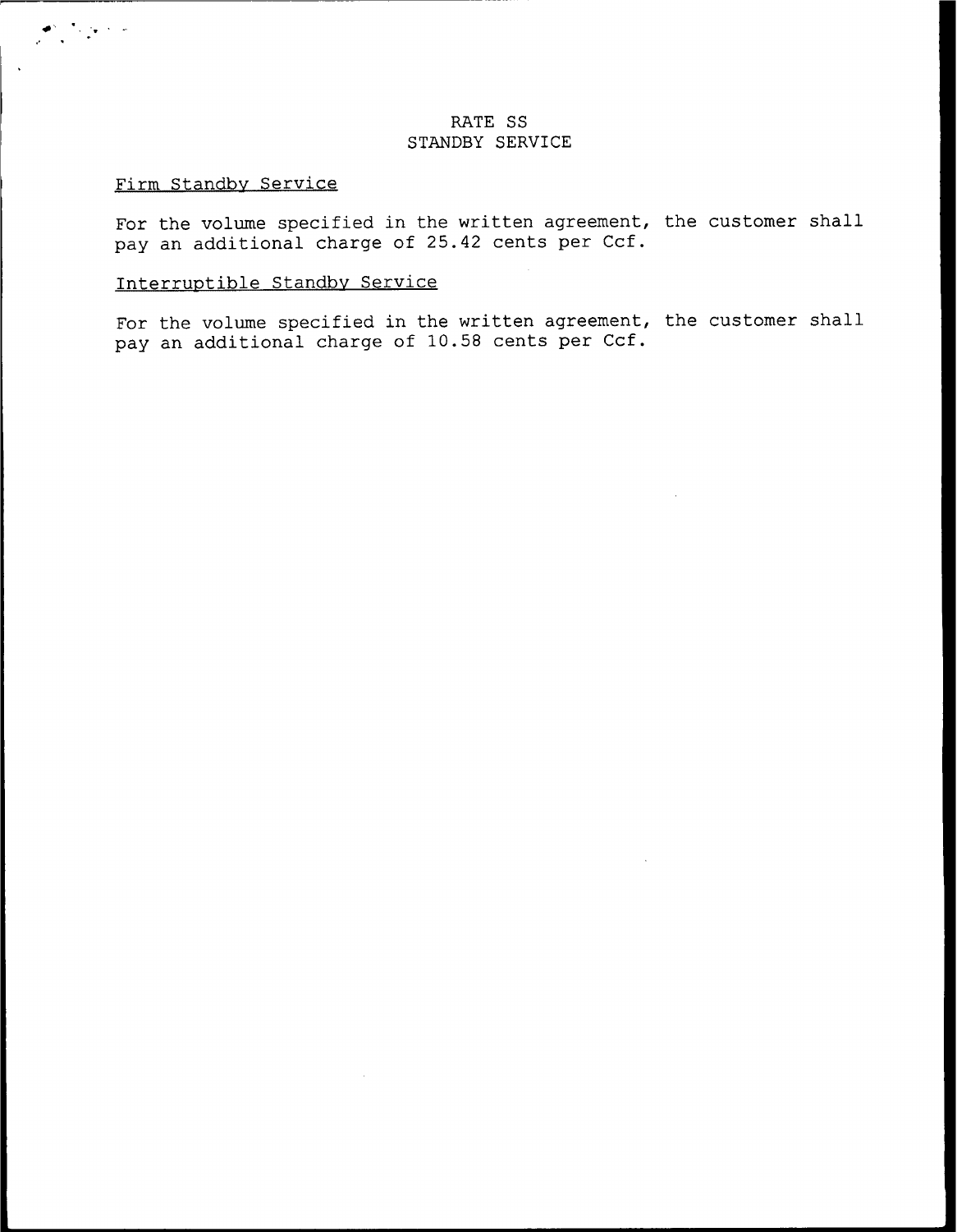# RATE SS
## STANDBY SERVICE

Firm Standby Service

For the volume specified in the written agreement, the customer shall pay an additional charge of 25.42 cents per Ccf.

Interruptible Standby Service

For the volume specified in the written agreement, the customer shall pay an additional charge of 10.58 cents per Ccf.